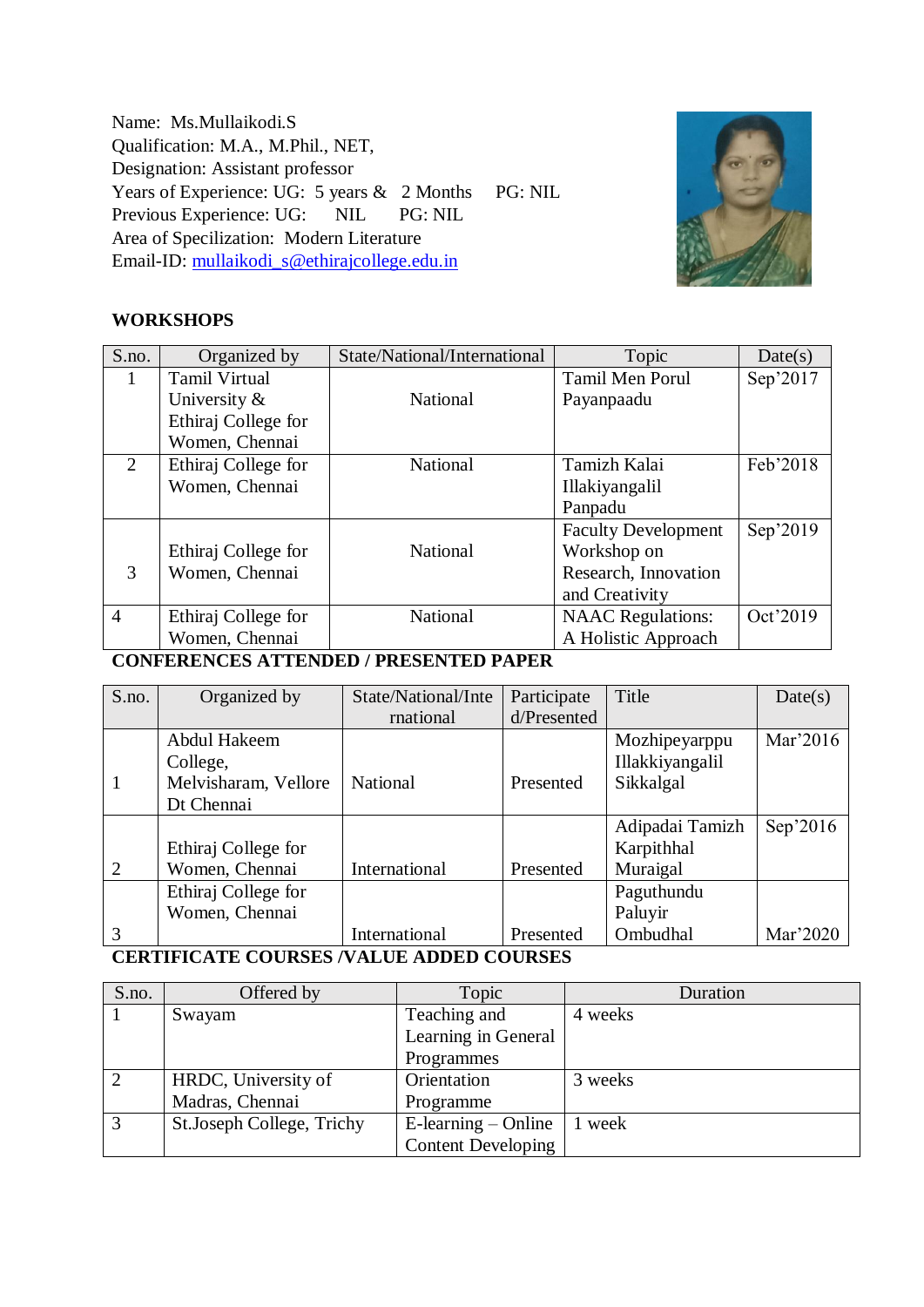Name: Ms.Mullaikodi.S
Qualification: M.A., M.Phil., NET,
Designation: Assistant professor
Years of Experience: UG: 5 years & 2 Months PG: NIL
Previous Experience: UG: NIL PG: NIL
Area of Specilization: Modern Literature
Email-ID: mullaikodi_s@ethirajcollege.edu.in

## WORKSHOPS

| S.no. | Organized by | State/National/International | Topic | Date(s) |
|---|---|---|---|---|
| 1 | Tamil Virtual University & Ethiraj College for Women, Chennai | National | Tamil Men Porul Payanpaadu | Sep'2017 |
| 2 | Ethiraj College for Women, Chennai | National | Tamizh Kalai Illakiyangalil Panpadu | Feb'2018 |
| 3 | Ethiraj College for Women, Chennai | National | Faculty Development Workshop on Research, Innovation and Creativity | Sep'2019 |
| 4 | Ethiraj College for Women, Chennai | National | NAAC Regulations: A Holistic Approach | Oct'2019 |

## CONFERENCES ATTENDED / PRESENTED PAPER

| S.no. | Organized by | State/National/International | Participated/Presented | Title | Date(s) |
|---|---|---|---|---|---|
| 1 | Abdul Hakeem College, Melvisharam, Vellore Dt Chennai | National | Presented | Mozhipeyarppu Illakkiyangalil Sikkalgal | Mar'2016 |
| 2 | Ethiraj College for Women, Chennai | International | Presented | Adipadai Tamizh Karpiththal Muraigal | Sep'2016 |
| 3 | Ethiraj College for Women, Chennai | International | Presented | Paguthundu Paluyir Ombudhal | Mar'2020 |

## CERTIFICATE COURSES /VALUE ADDED COURSES

| S.no. | Offered by | Topic | Duration |
|---|---|---|---|
| 1 | Swayam | Teaching and Learning in General Programmes | 4 weeks |
| 2 | HRDC, University of Madras, Chennai | Orientation Programme | 3 weeks |
| 3 | St.Joseph College, Trichy | E-learning – Online Content Developing | 1 week |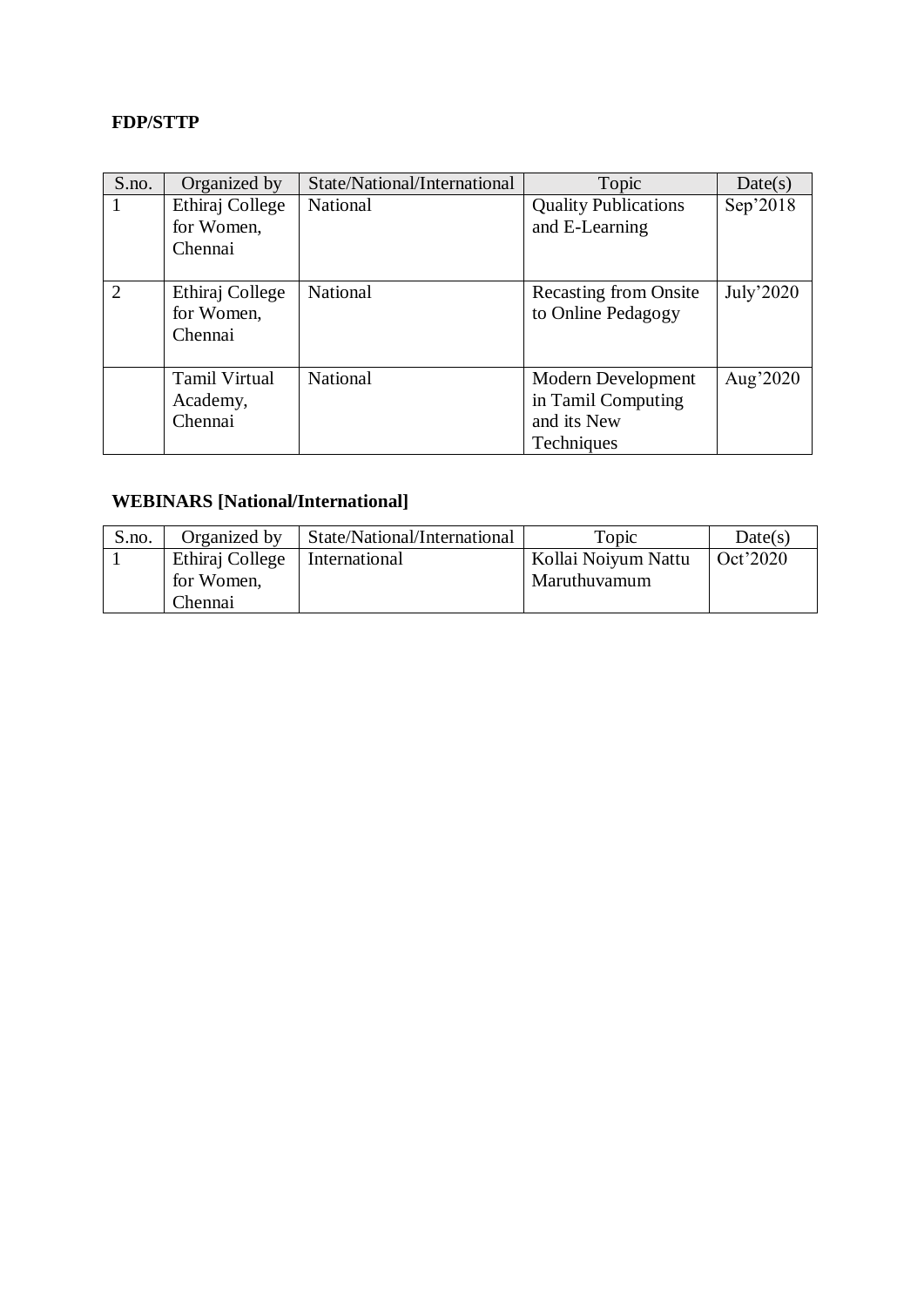**FDP/STTP**

| S.no. | Organized by | State/National/International | Topic | Date(s) |
|---|---|---|---|---|
| 1 | Ethiraj College for Women, Chennai | National | Quality Publications and E-Learning | Sep'2018 |
| 2 | Ethiraj College for Women, Chennai | National | Recasting from Onsite to Online Pedagogy | July'2020 |
| | Tamil Virtual Academy, Chennai | National | Modern Development in Tamil Computing and its New Techniques | Aug'2020 |

**WEBINARS [National/International]**

| S.no. | Organized by | State/National/International | Topic | Date(s) |
|---|---|---|---|---|
| 1 | Ethiraj College for Women, Chennai | International | Kollai Noiyum Nattu Maruthuvamum | Oct'2020 |